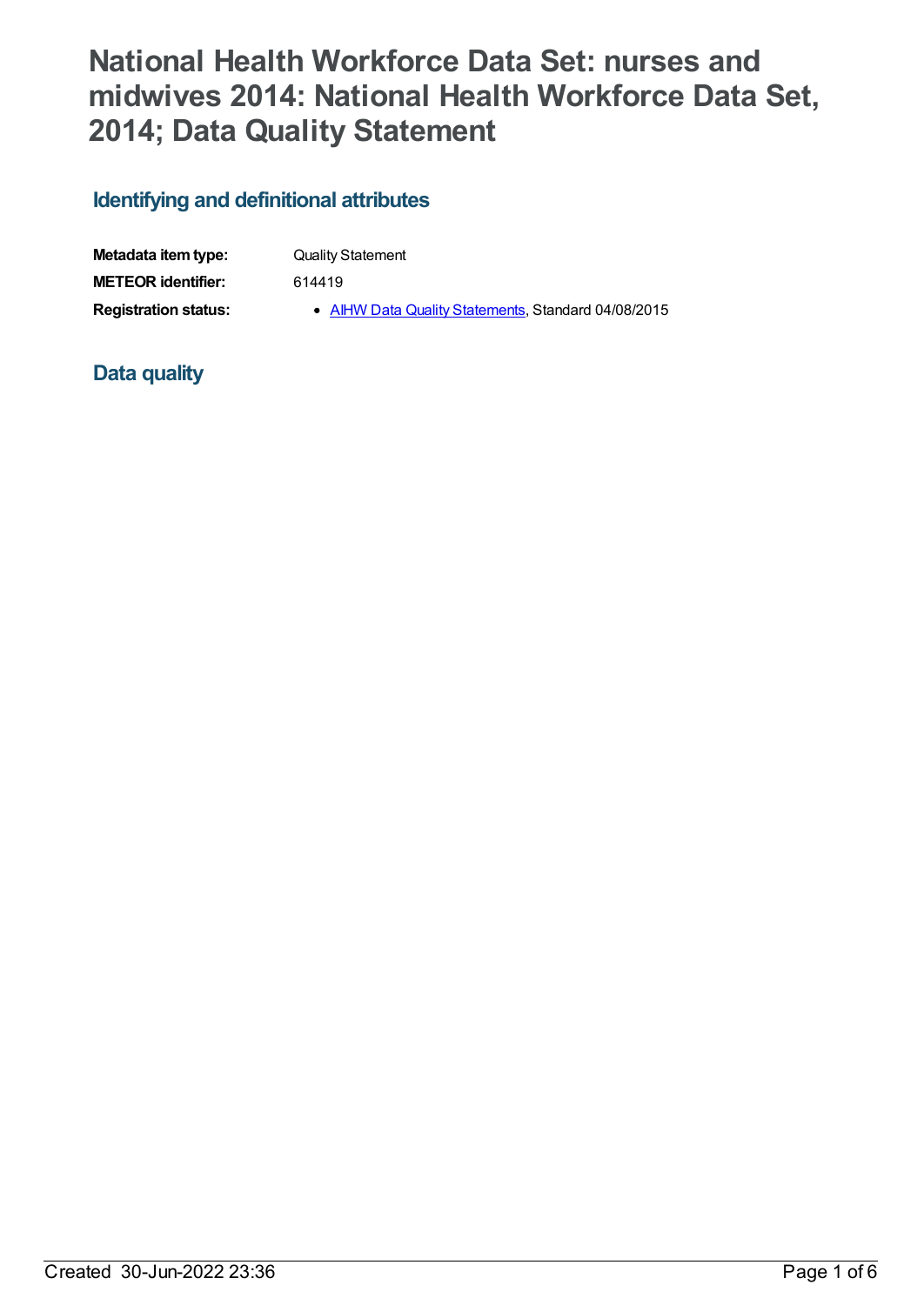# National Health Workforce Data Set: nurses and midwives 2014: National Health Workforce Data Set, 2014; Data Quality Statement

## Identifying and definitional attributes

| | |
|---|---|
| **Metadata item type:** | Quality Statement |
| **METEOR identifier:** | 614419 |
| **Registration status:** | • AIHW Data Quality Statements, Standard 04/08/2015 |

## Data quality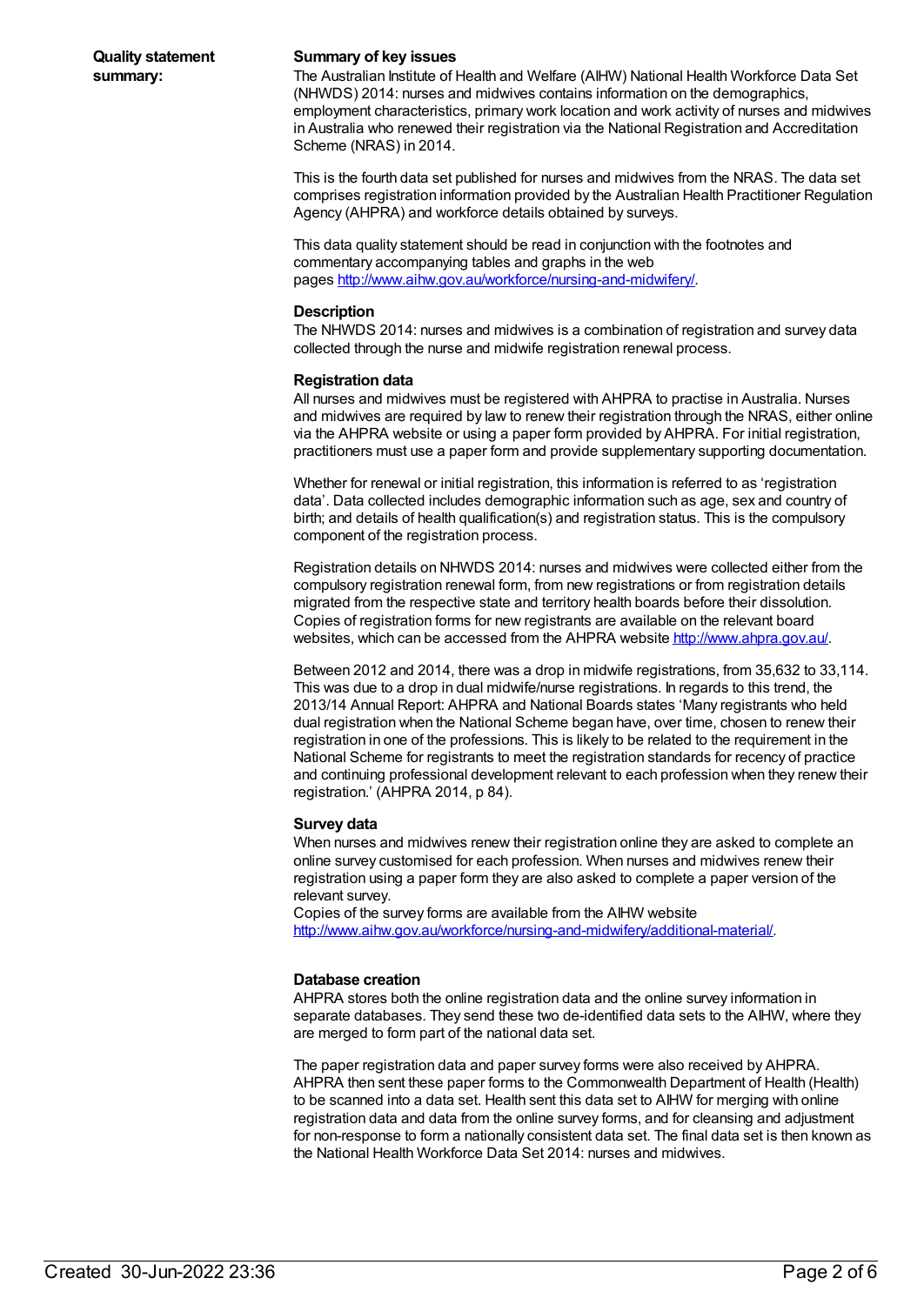**Quality statement summary:**

### Summary of key issues

The Australian Institute of Health and Welfare (AIHW) National Health Workforce Data Set (NHWDS) 2014: nurses and midwives contains information on the demographics, employment characteristics, primary work location and work activity of nurses and midwives in Australia who renewed their registration via the National Registration and Accreditation Scheme (NRAS) in 2014.

This is the fourth data set published for nurses and midwives from the NRAS. The data set comprises registration information provided by the Australian Health Practitioner Regulation Agency (AHPRA) and workforce details obtained by surveys.

This data quality statement should be read in conjunction with the footnotes and commentary accompanying tables and graphs in the web pages http://www.aihw.gov.au/workforce/nursing-and-midwifery/.

### Description

The NHWDS 2014: nurses and midwives is a combination of registration and survey data collected through the nurse and midwife registration renewal process.

### Registration data

All nurses and midwives must be registered with AHPRA to practise in Australia. Nurses and midwives are required by law to renew their registration through the NRAS, either online via the AHPRA website or using a paper form provided by AHPRA. For initial registration, practitioners must use a paper form and provide supplementary supporting documentation.

Whether for renewal or initial registration, this information is referred to as 'registration data'. Data collected includes demographic information such as age, sex and country of birth; and details of health qualification(s) and registration status. This is the compulsory component of the registration process.

Registration details on NHWDS 2014: nurses and midwives were collected either from the compulsory registration renewal form, from new registrations or from registration details migrated from the respective state and territory health boards before their dissolution. Copies of registration forms for new registrants are available on the relevant board websites, which can be accessed from the AHPRA website http://www.ahpra.gov.au/.

Between 2012 and 2014, there was a drop in midwife registrations, from 35,632 to 33,114. This was due to a drop in dual midwife/nurse registrations. In regards to this trend, the 2013/14 Annual Report: AHPRA and National Boards states 'Many registrants who held dual registration when the National Scheme began have, over time, chosen to renew their registration in one of the professions. This is likely to be related to the requirement in the National Scheme for registrants to meet the registration standards for recency of practice and continuing professional development relevant to each profession when they renew their registration.' (AHPRA 2014, p 84).

### Survey data

When nurses and midwives renew their registration online they are asked to complete an online survey customised for each profession. When nurses and midwives renew their registration using a paper form they are also asked to complete a paper version of the relevant survey.
Copies of the survey forms are available from the AIHW website http://www.aihw.gov.au/workforce/nursing-and-midwifery/additional-material/.

### Database creation

AHPRA stores both the online registration data and the online survey information in separate databases. They send these two de-identified data sets to the AIHW, where they are merged to form part of the national data set.

The paper registration data and paper survey forms were also received by AHPRA. AHPRA then sent these paper forms to the Commonwealth Department of Health (Health) to be scanned into a data set. Health sent this data set to AIHW for merging with online registration data and data from the online survey forms, and for cleansing and adjustment for non-response to form a nationally consistent data set. The final data set is then known as the National Health Workforce Data Set 2014: nurses and midwives.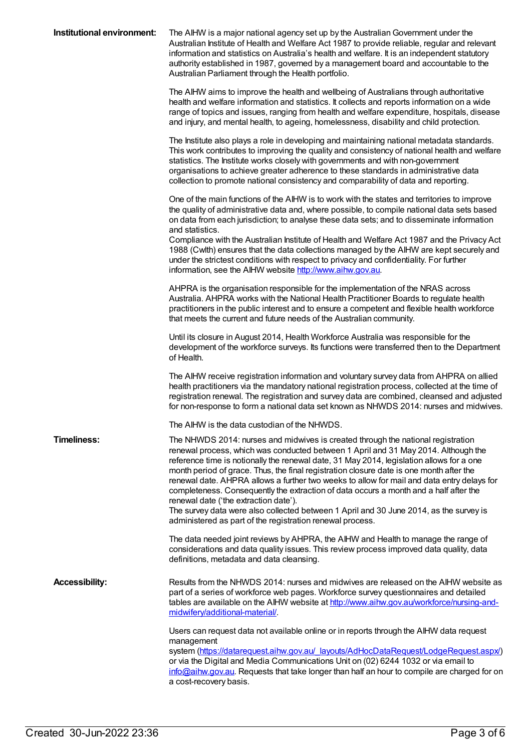**Institutional environment:**

The AIHW is a major national agency set up by the Australian Government under the Australian Institute of Health and Welfare Act 1987 to provide reliable, regular and relevant information and statistics on Australia's health and welfare. It is an independent statutory authority established in 1987, governed by a management board and accountable to the Australian Parliament through the Health portfolio.

The AIHW aims to improve the health and wellbeing of Australians through authoritative health and welfare information and statistics. It collects and reports information on a wide range of topics and issues, ranging from health and welfare expenditure, hospitals, disease and injury, and mental health, to ageing, homelessness, disability and child protection.

The Institute also plays a role in developing and maintaining national metadata standards. This work contributes to improving the quality and consistency of national health and welfare statistics. The Institute works closely with governments and with non-government organisations to achieve greater adherence to these standards in administrative data collection to promote national consistency and comparability of data and reporting.

One of the main functions of the AIHW is to work with the states and territories to improve the quality of administrative data and, where possible, to compile national data sets based on data from each jurisdiction; to analyse these data sets; and to disseminate information and statistics.

Compliance with the Australian Institute of Health and Welfare Act 1987 and the Privacy Act 1988 (Cwlth) ensures that the data collections managed by the AIHW are kept securely and under the strictest conditions with respect to privacy and confidentiality. For further information, see the AIHW website [http://www.aihw.gov.au](http://www.aihw.gov.au).

AHPRA is the organisation responsible for the implementation of the NRAS across Australia. AHPRA works with the National Health Practitioner Boards to regulate health practitioners in the public interest and to ensure a competent and flexible health workforce that meets the current and future needs of the Australian community.

Until its closure in August 2014, Health Workforce Australia was responsible for the development of the workforce surveys. Its functions were transferred then to the Department of Health.

The AIHW receive registration information and voluntary survey data from AHPRA on allied health practitioners via the mandatory national registration process, collected at the time of registration renewal. The registration and survey data are combined, cleansed and adjusted for non-response to form a national data set known as NHWDS 2014: nurses and midwives.

The AIHW is the data custodian of the NHWDS.

**Timeliness:**

The NHWDS 2014: nurses and midwives is created through the national registration renewal process, which was conducted between 1 April and 31 May 2014. Although the reference time is notionally the renewal date, 31 May 2014, legislation allows for a one month period of grace. Thus, the final registration closure date is one month after the renewal date. AHPRA allows a further two weeks to allow for mail and data entry delays for completeness. Consequently the extraction of data occurs a month and a half after the renewal date ('the extraction date').

The survey data were also collected between 1 April and 30 June 2014, as the survey is administered as part of the registration renewal process.

The data needed joint reviews by AHPRA, the AIHW and Health to manage the range of considerations and data quality issues. This review process improved data quality, data definitions, metadata and data cleansing.

**Accessibility:**

Results from the NHWDS 2014: nurses and midwives are released on the AIHW website as part of a series of workforce web pages. Workforce survey questionnaires and detailed tables are available on the AIHW website at [http://www.aihw.gov.au/workforce/nursing-and-midwifery/additional-material/](http://www.aihw.gov.au/workforce/nursing-and-midwifery/additional-material/).

Users can request data not available online or in reports through the AIHW data request management system ([https://datarequest.aihw.gov.au/_layouts/AdHocDataRequest/LodgeRequest.aspx/](https://datarequest.aihw.gov.au/_layouts/AdHocDataRequest/LodgeRequest.aspx/)) or via the Digital and Media Communications Unit on (02) 6244 1032 or via email to [info@aihw.gov.au](mailto:info@aihw.gov.au). Requests that take longer than half an hour to compile are charged for on a cost-recovery basis.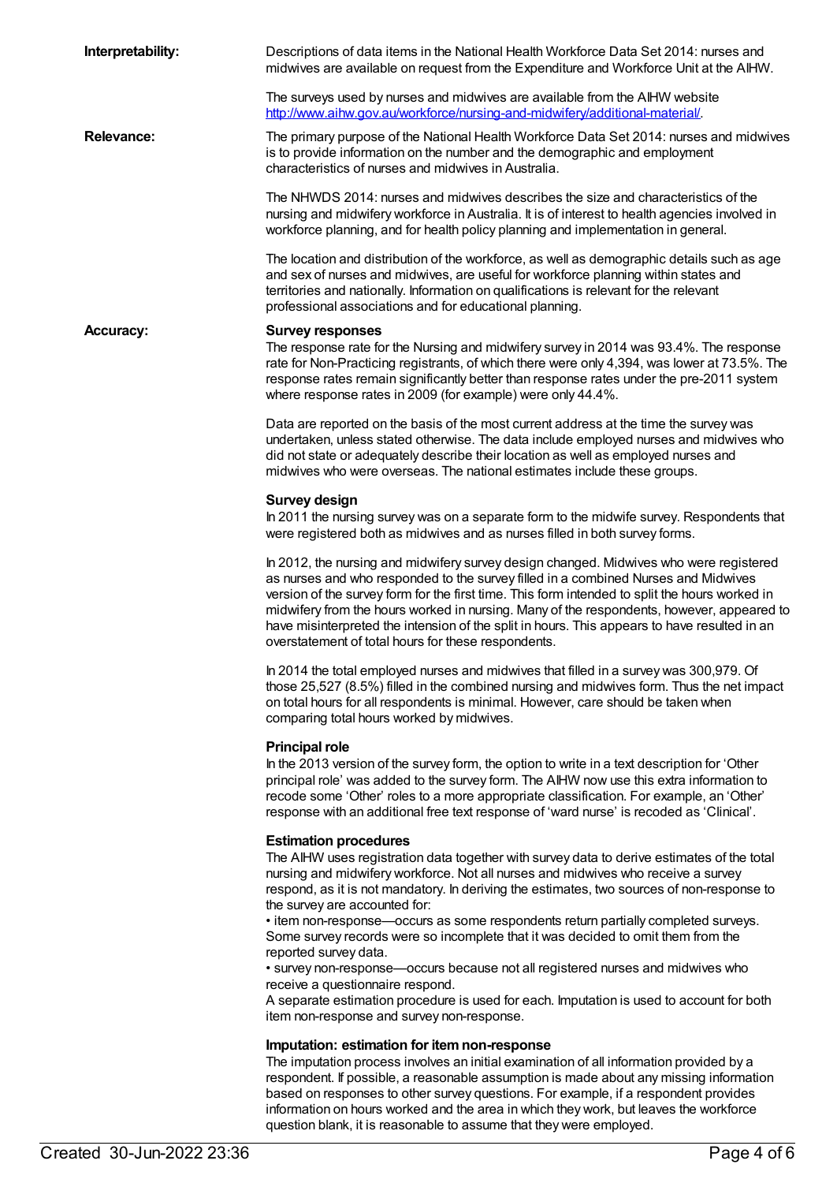**Interpretability:**

Descriptions of data items in the National Health Workforce Data Set 2014: nurses and midwives are available on request from the Expenditure and Workforce Unit at the AIHW.

The surveys used by nurses and midwives are available from the AIHW website http://www.aihw.gov.au/workforce/nursing-and-midwifery/additional-material/.

**Relevance:**

The primary purpose of the National Health Workforce Data Set 2014: nurses and midwives is to provide information on the number and the demographic and employment characteristics of nurses and midwives in Australia.

The NHWDS 2014: nurses and midwives describes the size and characteristics of the nursing and midwifery workforce in Australia. It is of interest to health agencies involved in workforce planning, and for health policy planning and implementation in general.

The location and distribution of the workforce, as well as demographic details such as age and sex of nurses and midwives, are useful for workforce planning within states and territories and nationally. Information on qualifications is relevant for the relevant professional associations and for educational planning.

**Accuracy:**

**Survey responses**

The response rate for the Nursing and midwifery survey in 2014 was 93.4%. The response rate for Non-Practicing registrants, of which there were only 4,394, was lower at 73.5%. The response rates remain significantly better than response rates under the pre-2011 system where response rates in 2009 (for example) were only 44.4%.

Data are reported on the basis of the most current address at the time the survey was undertaken, unless stated otherwise. The data include employed nurses and midwives who did not state or adequately describe their location as well as employed nurses and midwives who were overseas. The national estimates include these groups.

**Survey design**

In 2011 the nursing survey was on a separate form to the midwife survey. Respondents that were registered both as midwives and as nurses filled in both survey forms.

In 2012, the nursing and midwifery survey design changed. Midwives who were registered as nurses and who responded to the survey filled in a combined Nurses and Midwives version of the survey form for the first time. This form intended to split the hours worked in midwifery from the hours worked in nursing. Many of the respondents, however, appeared to have misinterpreted the intension of the split in hours. This appears to have resulted in an overstatement of total hours for these respondents.

In 2014 the total employed nurses and midwives that filled in a survey was 300,979. Of those 25,527 (8.5%) filled in the combined nursing and midwives form. Thus the net impact on total hours for all respondents is minimal. However, care should be taken when comparing total hours worked by midwives.

**Principal role**

In the 2013 version of the survey form, the option to write in a text description for 'Other principal role' was added to the survey form. The AIHW now use this extra information to recode some 'Other' roles to a more appropriate classification. For example, an 'Other' response with an additional free text response of 'ward nurse' is recoded as 'Clinical'.

**Estimation procedures**

The AIHW uses registration data together with survey data to derive estimates of the total nursing and midwifery workforce. Not all nurses and midwives who receive a survey respond, as it is not mandatory. In deriving the estimates, two sources of non-response to the survey are accounted for:

- item non-response—occurs as some respondents return partially completed surveys. Some survey records were so incomplete that it was decided to omit them from the reported survey data.
- survey non-response—occurs because not all registered nurses and midwives who receive a questionnaire respond.

A separate estimation procedure is used for each. Imputation is used to account for both item non-response and survey non-response.

**Imputation: estimation for item non-response**

The imputation process involves an initial examination of all information provided by a respondent. If possible, a reasonable assumption is made about any missing information based on responses to other survey questions. For example, if a respondent provides information on hours worked and the area in which they work, but leaves the workforce question blank, it is reasonable to assume that they were employed.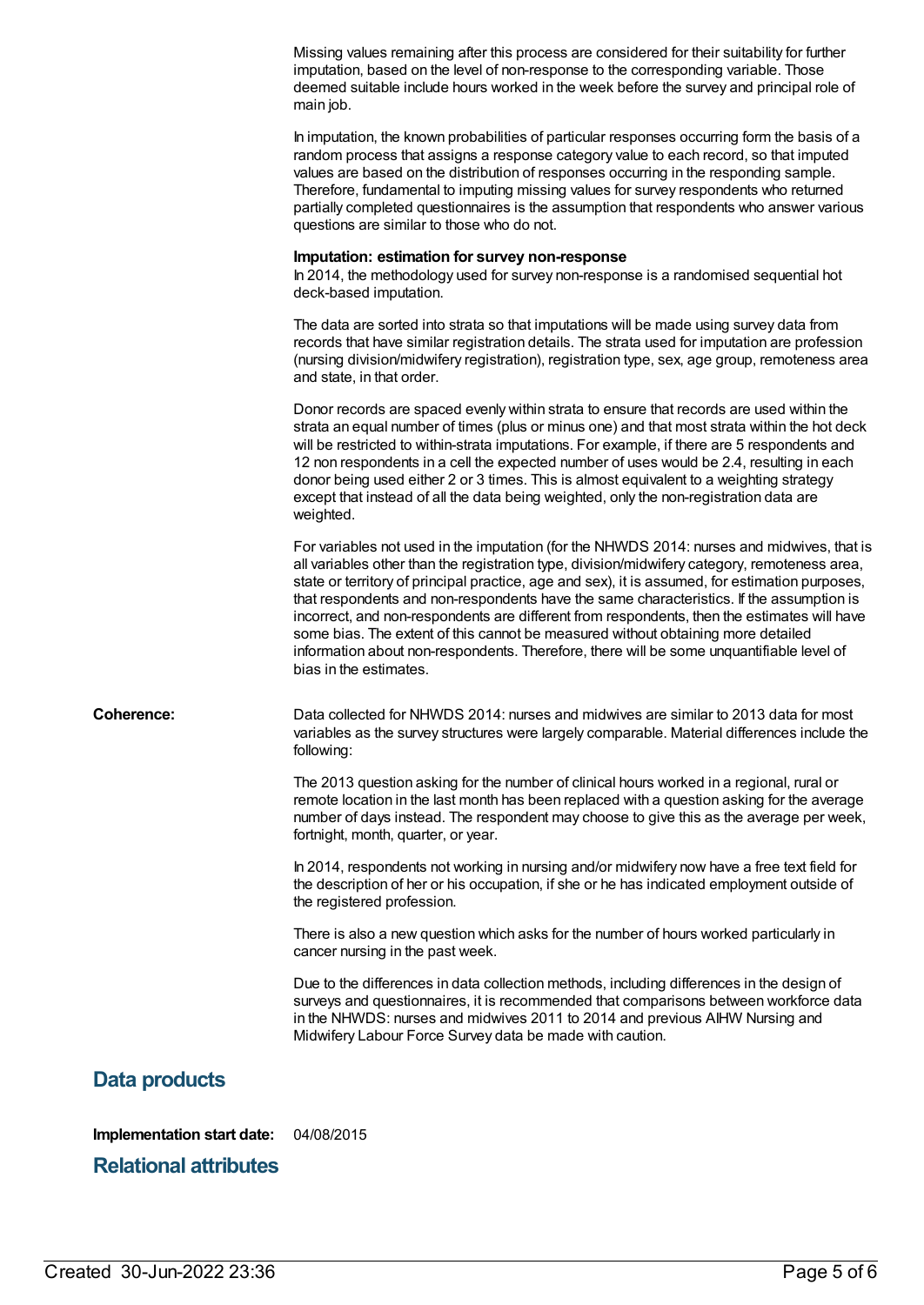Missing values remaining after this process are considered for their suitability for further imputation, based on the level of non-response to the corresponding variable. Those deemed suitable include hours worked in the week before the survey and principal role of main job.

In imputation, the known probabilities of particular responses occurring form the basis of a random process that assigns a response category value to each record, so that imputed values are based on the distribution of responses occurring in the responding sample. Therefore, fundamental to imputing missing values for survey respondents who returned partially completed questionnaires is the assumption that respondents who answer various questions are similar to those who do not.

**Imputation: estimation for survey non-response**
In 2014, the methodology used for survey non-response is a randomised sequential hot deck-based imputation.

The data are sorted into strata so that imputations will be made using survey data from records that have similar registration details. The strata used for imputation are profession (nursing division/midwifery registration), registration type, sex, age group, remoteness area and state, in that order.

Donor records are spaced evenly within strata to ensure that records are used within the strata an equal number of times (plus or minus one) and that most strata within the hot deck will be restricted to within-strata imputations. For example, if there are 5 respondents and 12 non respondents in a cell the expected number of uses would be 2.4, resulting in each donor being used either 2 or 3 times. This is almost equivalent to a weighting strategy except that instead of all the data being weighted, only the non-registration data are weighted.

For variables not used in the imputation (for the NHWDS 2014: nurses and midwives, that is all variables other than the registration type, division/midwifery category, remoteness area, state or territory of principal practice, age and sex), it is assumed, for estimation purposes, that respondents and non-respondents have the same characteristics. If the assumption is incorrect, and non-respondents are different from respondents, then the estimates will have some bias. The extent of this cannot be measured without obtaining more detailed information about non-respondents. Therefore, there will be some unquantifiable level of bias in the estimates.

**Coherence:** Data collected for NHWDS 2014: nurses and midwives are similar to 2013 data for most variables as the survey structures were largely comparable. Material differences include the following:

The 2013 question asking for the number of clinical hours worked in a regional, rural or remote location in the last month has been replaced with a question asking for the average number of days instead. The respondent may choose to give this as the average per week, fortnight, month, quarter, or year.

In 2014, respondents not working in nursing and/or midwifery now have a free text field for the description of her or his occupation, if she or he has indicated employment outside of the registered profession.

There is also a new question which asks for the number of hours worked particularly in cancer nursing in the past week.

Due to the differences in data collection methods, including differences in the design of surveys and questionnaires, it is recommended that comparisons between workforce data in the NHWDS: nurses and midwives 2011 to 2014 and previous AIHW Nursing and Midwifery Labour Force Survey data be made with caution.

## Data products

**Implementation start date:** 04/08/2015

## Relational attributes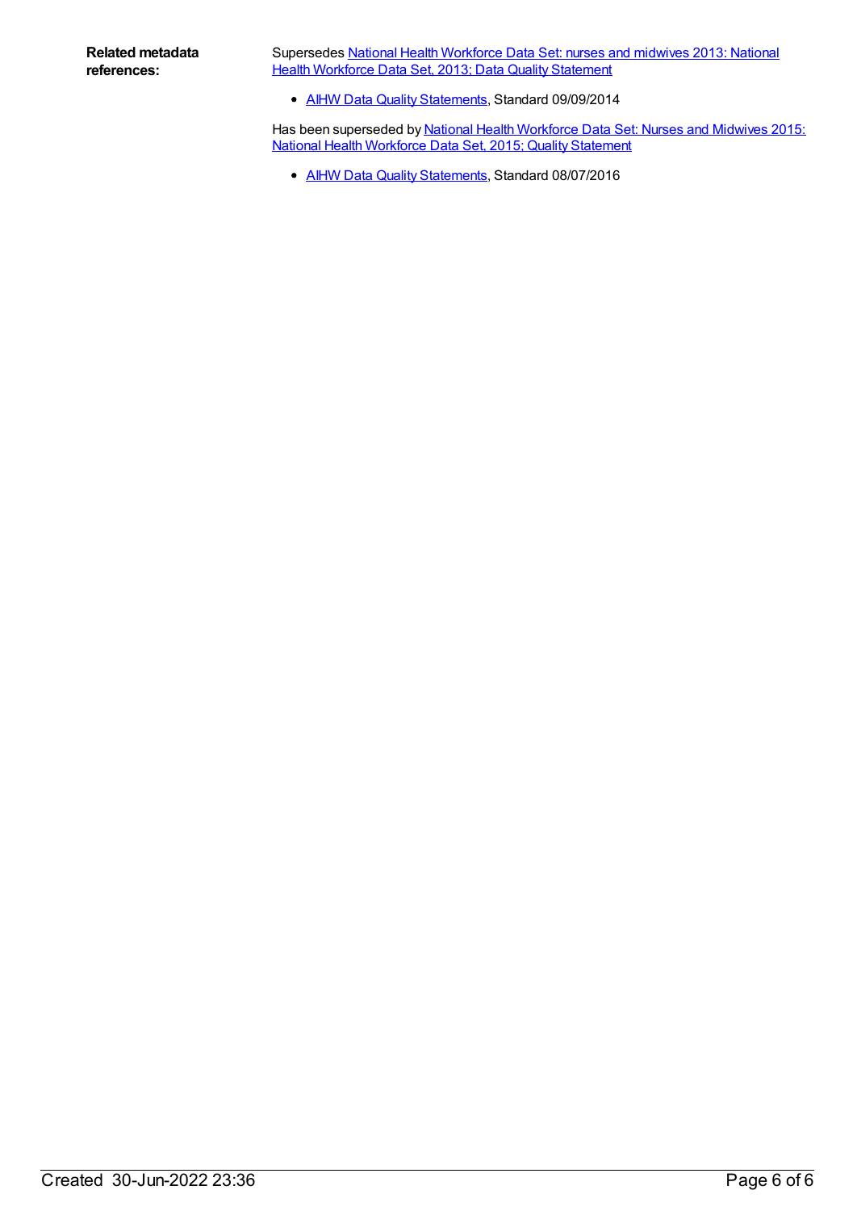**Related metadata references:**

Supersedes National Health Workforce Data Set: nurses and midwives 2013: National Health Workforce Data Set, 2013; Data Quality Statement

- AIHW Data Quality Statements, Standard 09/09/2014

Has been superseded by National Health Workforce Data Set: Nurses and Midwives 2015: National Health Workforce Data Set, 2015; Quality Statement

- AIHW Data Quality Statements, Standard 08/07/2016